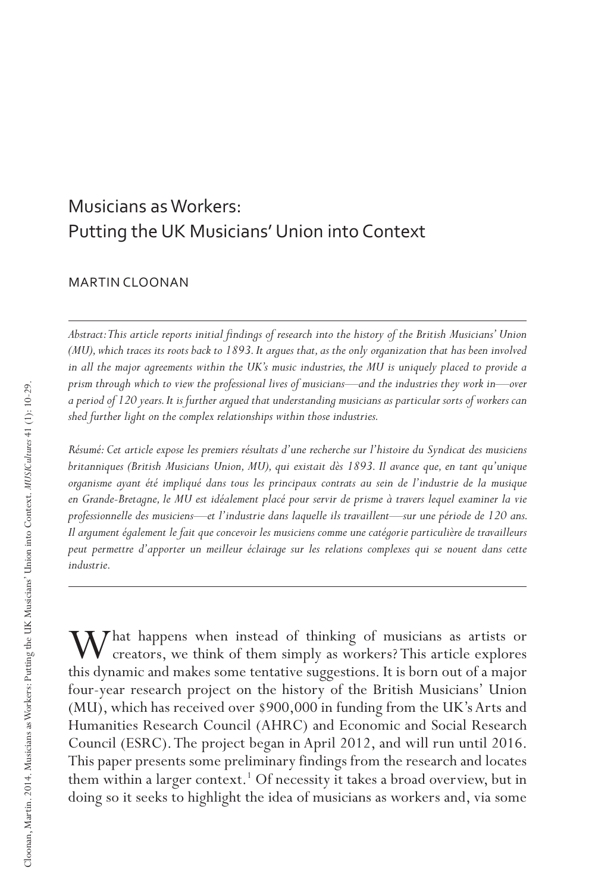# Musicians as Workers: Putting the UK Musicians' Union into Context

MARTIN CLOONAN

*Abstract: This article reports initial findings of research into the history of the British Musicians' Union (MU), which traces its roots back to 1893. It argues that, as the only organization that has been involved in all the major agreements within the UK's music industries, the MU is uniquely placed to provide a prism through which to view the professional lives of musicians—and the industries they work in—over a period of 120 years. It is further argued that understanding musicians as particular sorts of workers can shed further light on the complex relationships within those industries.*

*Résumé: Cet article expose les premiers résultats d'une recherche sur l'histoire du Syndicat des musiciens britanniques (British Musicians Union, MU), qui existait dès 1893. Il avance que, en tant qu'unique organisme ayant été impliqué dans tous les principaux contrats au sein de l'industrie de la musique en Grande-Bretagne, le MU est idéalement placé pour servir de prisme à travers lequel examiner la vie professionnelle des musiciens—et l'industrie dans laquelle ils travaillent—sur une période de 120 ans. Il argument également le fait que concevoir les musiciens comme une catégorie particulière de travailleurs peut permettre d'apporter un meilleur éclairage sur les relations complexes qui se nouent dans cette industrie.*

What happens when instead of thinking of musicians as artists or creators, we think of them simply as workers? This article explores this dynamic and makes some tentative suggestions. It is born out of a major four-year research project on the history of the British Musicians' Union (MU), which has received over $900,000 in funding from the UK's Arts and Humanities Research Council (AHRC) and Economic and Social Research Council (ESRC). The project began in April 2012, and will run until 2016. This paper presents some preliminary findings from the research and locates them within a larger context.[1] Of necessity it takes a broad overview, but in doing so it seeks to highlight the idea of musicians as workers and, via some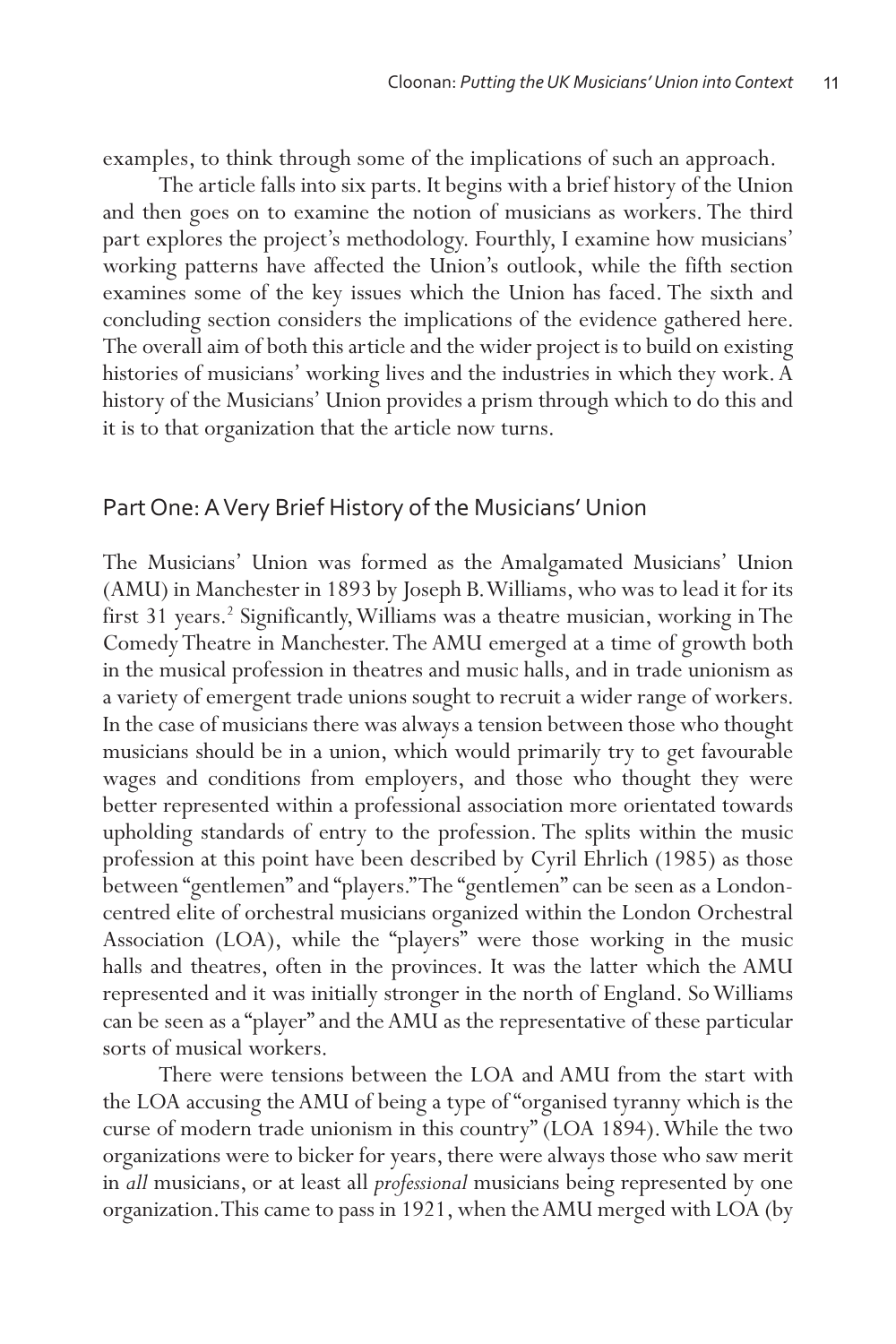examples, to think through some of the implications of such an approach.

The article falls into six parts. It begins with a brief history of the Union and then goes on to examine the notion of musicians as workers. The third part explores the project's methodology. Fourthly, I examine how musicians' working patterns have affected the Union's outlook, while the fifth section examines some of the key issues which the Union has faced. The sixth and concluding section considers the implications of the evidence gathered here. The overall aim of both this article and the wider project is to build on existing histories of musicians' working lives and the industries in which they work. A history of the Musicians' Union provides a prism through which to do this and it is to that organization that the article now turns.

## Part One: A Very Brief History of the Musicians' Union

The Musicians' Union was formed as the Amalgamated Musicians' Union (AMU) in Manchester in 1893 by Joseph B. Williams, who was to lead it for its first 31 years.[2] Significantly, Williams was a theatre musician, working in The Comedy Theatre in Manchester. The AMU emerged at a time of growth both in the musical profession in theatres and music halls, and in trade unionism as a variety of emergent trade unions sought to recruit a wider range of workers. In the case of musicians there was always a tension between those who thought musicians should be in a union, which would primarily try to get favourable wages and conditions from employers, and those who thought they were better represented within a professional association more orientated towards upholding standards of entry to the profession. The splits within the music profession at this point have been described by Cyril Ehrlich (1985) as those between "gentlemen" and "players." The "gentlemen" can be seen as a London-centred elite of orchestral musicians organized within the London Orchestral Association (LOA), while the "players" were those working in the music halls and theatres, often in the provinces. It was the latter which the AMU represented and it was initially stronger in the north of England. So Williams can be seen as a "player" and the AMU as the representative of these particular sorts of musical workers.

There were tensions between the LOA and AMU from the start with the LOA accusing the AMU of being a type of "organised tyranny which is the curse of modern trade unionism in this country" (LOA 1894). While the two organizations were to bicker for years, there were always those who saw merit in *all* musicians, or at least all *professional* musicians being represented by one organization. This came to pass in 1921, when the AMU merged with LOA (by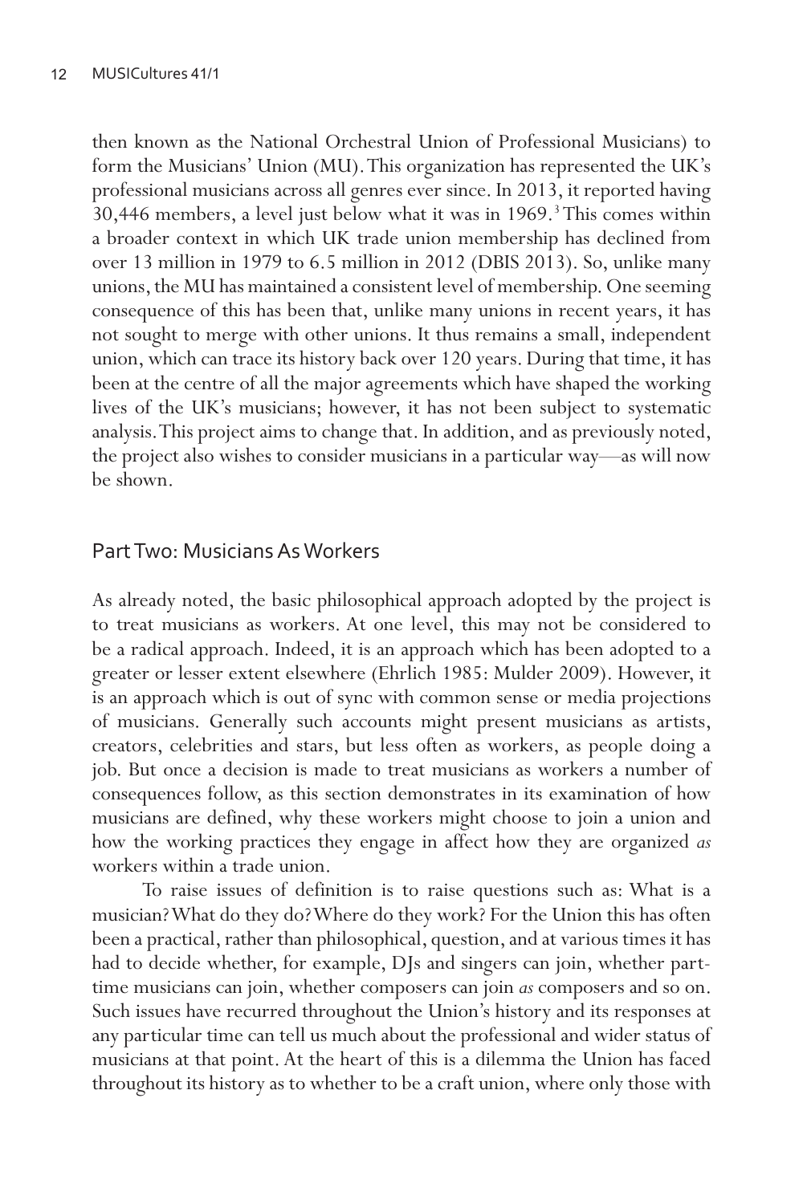then known as the National Orchestral Union of Professional Musicians) to form the Musicians' Union (MU). This organization has represented the UK's professional musicians across all genres ever since. In 2013, it reported having 30,446 members, a level just below what it was in 1969.[3] This comes within a broader context in which UK trade union membership has declined from over 13 million in 1979 to 6.5 million in 2012 (DBIS 2013). So, unlike many unions, the MU has maintained a consistent level of membership. One seeming consequence of this has been that, unlike many unions in recent years, it has not sought to merge with other unions. It thus remains a small, independent union, which can trace its history back over 120 years. During that time, it has been at the centre of all the major agreements which have shaped the working lives of the UK's musicians; however, it has not been subject to systematic analysis. This project aims to change that. In addition, and as previously noted, the project also wishes to consider musicians in a particular way—as will now be shown.

## Part Two: Musicians As Workers

As already noted, the basic philosophical approach adopted by the project is to treat musicians as workers. At one level, this may not be considered to be a radical approach. Indeed, it is an approach which has been adopted to a greater or lesser extent elsewhere (Ehrlich 1985: Mulder 2009). However, it is an approach which is out of sync with common sense or media projections of musicians. Generally such accounts might present musicians as artists, creators, celebrities and stars, but less often as workers, as people doing a job. But once a decision is made to treat musicians as workers a number of consequences follow, as this section demonstrates in its examination of how musicians are defined, why these workers might choose to join a union and how the working practices they engage in affect how they are organized *as* workers within a trade union.

To raise issues of definition is to raise questions such as: What is a musician? What do they do? Where do they work? For the Union this has often been a practical, rather than philosophical, question, and at various times it has had to decide whether, for example, DJs and singers can join, whether part-time musicians can join, whether composers can join *as* composers and so on. Such issues have recurred throughout the Union's history and its responses at any particular time can tell us much about the professional and wider status of musicians at that point. At the heart of this is a dilemma the Union has faced throughout its history as to whether to be a craft union, where only those with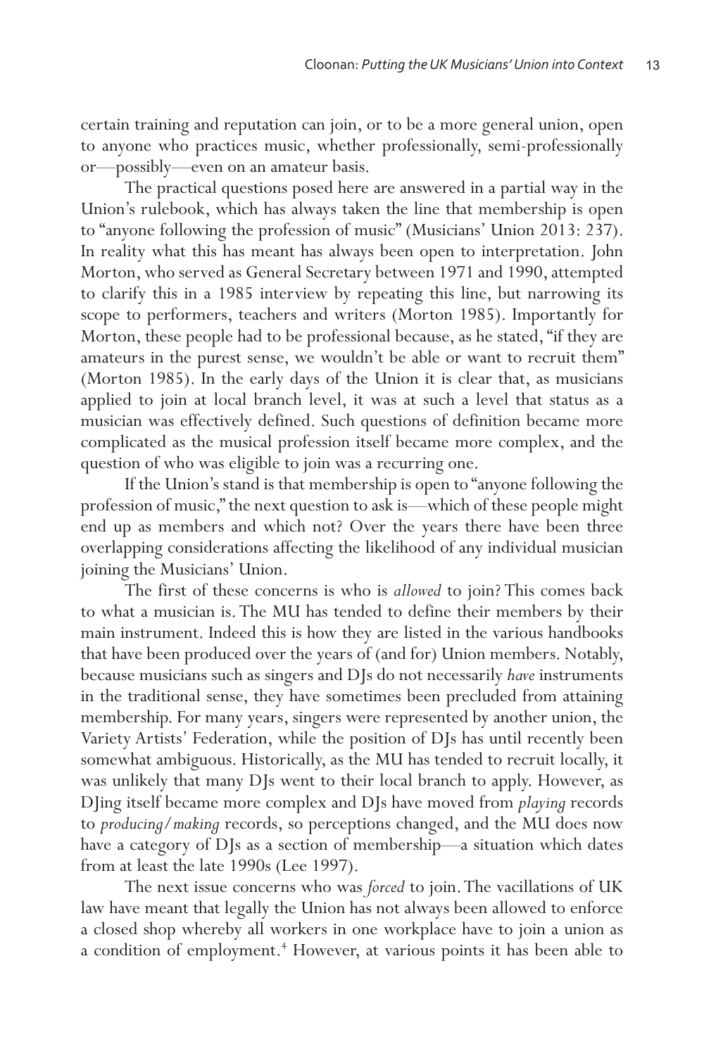certain training and reputation can join, or to be a more general union, open to anyone who practices music, whether professionally, semi-professionally or—possibly—even on an amateur basis.

The practical questions posed here are answered in a partial way in the Union's rulebook, which has always taken the line that membership is open to "anyone following the profession of music" (Musicians' Union 2013: 237). In reality what this has meant has always been open to interpretation. John Morton, who served as General Secretary between 1971 and 1990, attempted to clarify this in a 1985 interview by repeating this line, but narrowing its scope to performers, teachers and writers (Morton 1985). Importantly for Morton, these people had to be professional because, as he stated, "if they are amateurs in the purest sense, we wouldn't be able or want to recruit them" (Morton 1985). In the early days of the Union it is clear that, as musicians applied to join at local branch level, it was at such a level that status as a musician was effectively defined. Such questions of definition became more complicated as the musical profession itself became more complex, and the question of who was eligible to join was a recurring one.

If the Union's stand is that membership is open to "anyone following the profession of music," the next question to ask is—which of these people might end up as members and which not? Over the years there have been three overlapping considerations affecting the likelihood of any individual musician joining the Musicians' Union.

The first of these concerns is who is *allowed* to join? This comes back to what a musician is. The MU has tended to define their members by their main instrument. Indeed this is how they are listed in the various handbooks that have been produced over the years of (and for) Union members. Notably, because musicians such as singers and DJs do not necessarily *have* instruments in the traditional sense, they have sometimes been precluded from attaining membership. For many years, singers were represented by another union, the Variety Artists' Federation, while the position of DJs has until recently been somewhat ambiguous. Historically, as the MU has tended to recruit locally, it was unlikely that many DJs went to their local branch to apply. However, as DJing itself became more complex and DJs have moved from *playing* records to *producing/making* records, so perceptions changed, and the MU does now have a category of DJs as a section of membership—a situation which dates from at least the late 1990s (Lee 1997).

The next issue concerns who was *forced* to join. The vacillations of UK law have meant that legally the Union has not always been allowed to enforce a closed shop whereby all workers in one workplace have to join a union as a condition of employment.[4] However, at various points it has been able to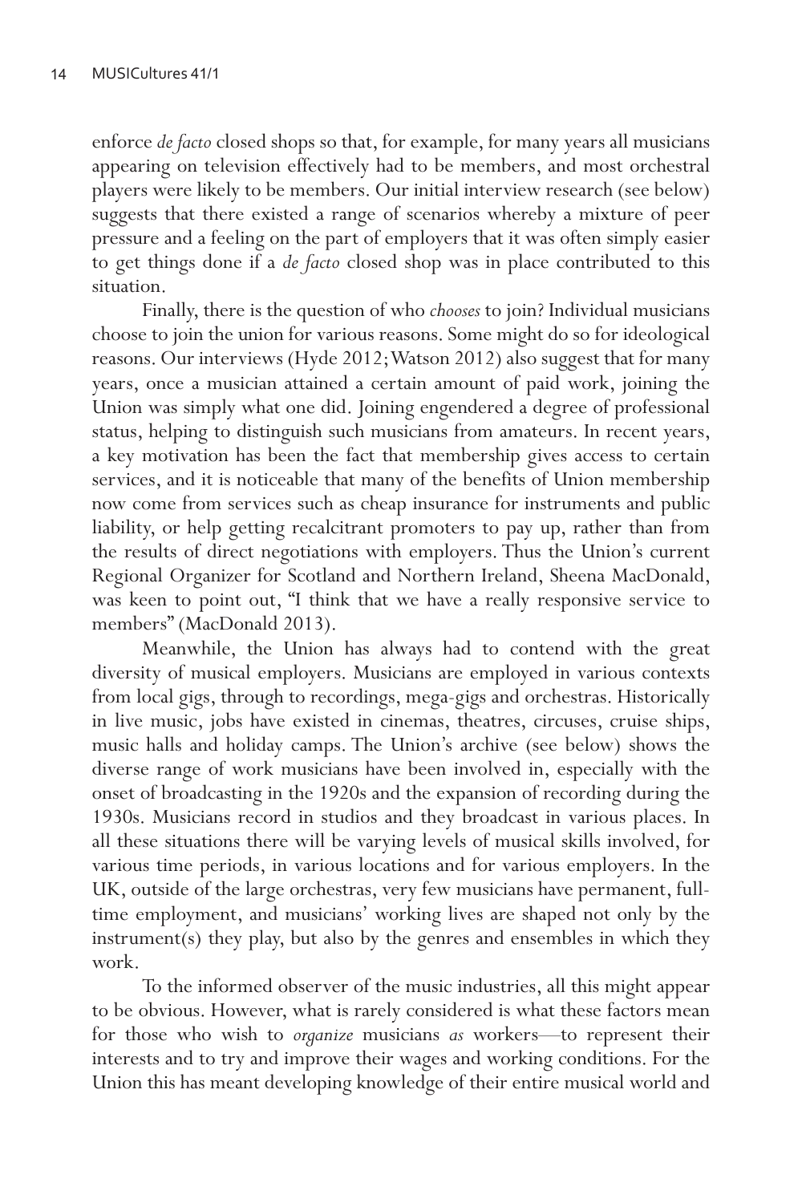enforce *de facto* closed shops so that, for example, for many years all musicians appearing on television effectively had to be members, and most orchestral players were likely to be members. Our initial interview research (see below) suggests that there existed a range of scenarios whereby a mixture of peer pressure and a feeling on the part of employers that it was often simply easier to get things done if a *de facto* closed shop was in place contributed to this situation.

Finally, there is the question of who *chooses* to join? Individual musicians choose to join the union for various reasons. Some might do so for ideological reasons. Our interviews (Hyde 2012; Watson 2012) also suggest that for many years, once a musician attained a certain amount of paid work, joining the Union was simply what one did. Joining engendered a degree of professional status, helping to distinguish such musicians from amateurs. In recent years, a key motivation has been the fact that membership gives access to certain services, and it is noticeable that many of the benefits of Union membership now come from services such as cheap insurance for instruments and public liability, or help getting recalcitrant promoters to pay up, rather than from the results of direct negotiations with employers. Thus the Union's current Regional Organizer for Scotland and Northern Ireland, Sheena MacDonald, was keen to point out, "I think that we have a really responsive service to members" (MacDonald 2013).

Meanwhile, the Union has always had to contend with the great diversity of musical employers. Musicians are employed in various contexts from local gigs, through to recordings, mega-gigs and orchestras. Historically in live music, jobs have existed in cinemas, theatres, circuses, cruise ships, music halls and holiday camps. The Union's archive (see below) shows the diverse range of work musicians have been involved in, especially with the onset of broadcasting in the 1920s and the expansion of recording during the 1930s. Musicians record in studios and they broadcast in various places. In all these situations there will be varying levels of musical skills involved, for various time periods, in various locations and for various employers. In the UK, outside of the large orchestras, very few musicians have permanent, full-time employment, and musicians' working lives are shaped not only by the instrument(s) they play, but also by the genres and ensembles in which they work.

To the informed observer of the music industries, all this might appear to be obvious. However, what is rarely considered is what these factors mean for those who wish to *organize* musicians *as* workers—to represent their interests and to try and improve their wages and working conditions. For the Union this has meant developing knowledge of their entire musical world and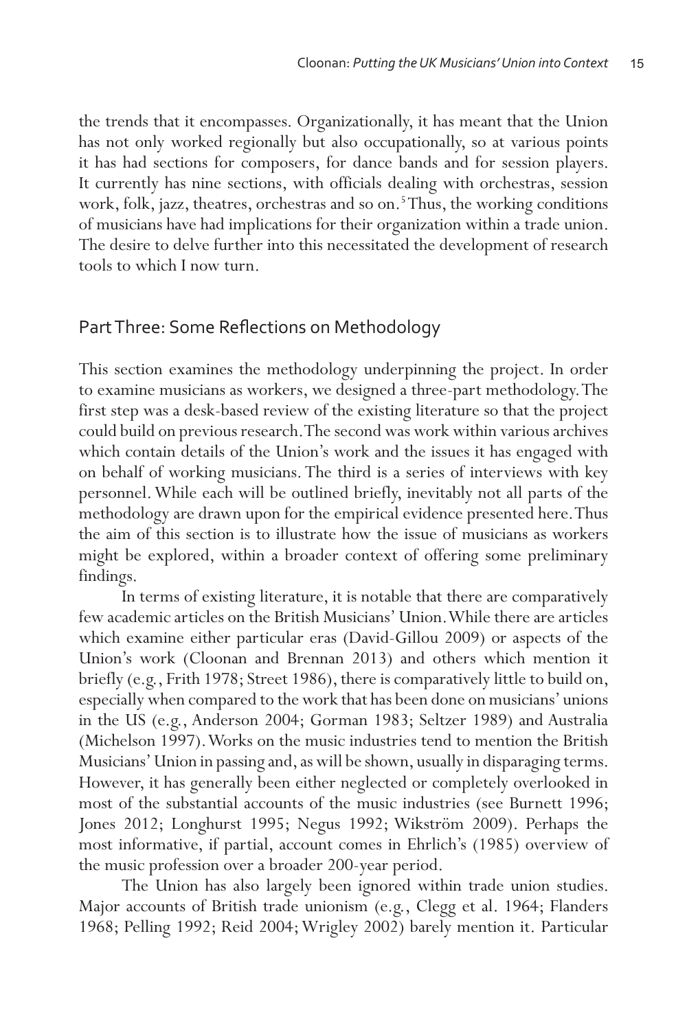the trends that it encompasses. Organizationally, it has meant that the Union has not only worked regionally but also occupationally, so at various points it has had sections for composers, for dance bands and for session players. It currently has nine sections, with officials dealing with orchestras, session work, folk, jazz, theatres, orchestras and so on.[5] Thus, the working conditions of musicians have had implications for their organization within a trade union. The desire to delve further into this necessitated the development of research tools to which I now turn.

## Part Three: Some Reflections on Methodology

This section examines the methodology underpinning the project. In order to examine musicians as workers, we designed a three-part methodology. The first step was a desk-based review of the existing literature so that the project could build on previous research. The second was work within various archives which contain details of the Union's work and the issues it has engaged with on behalf of working musicians. The third is a series of interviews with key personnel. While each will be outlined briefly, inevitably not all parts of the methodology are drawn upon for the empirical evidence presented here. Thus the aim of this section is to illustrate how the issue of musicians as workers might be explored, within a broader context of offering some preliminary findings.

In terms of existing literature, it is notable that there are comparatively few academic articles on the British Musicians' Union. While there are articles which examine either particular eras (David-Gillou 2009) or aspects of the Union's work (Cloonan and Brennan 2013) and others which mention it briefly (e.g., Frith 1978; Street 1986), there is comparatively little to build on, especially when compared to the work that has been done on musicians' unions in the US (e.g., Anderson 2004; Gorman 1983; Seltzer 1989) and Australia (Michelson 1997). Works on the music industries tend to mention the British Musicians' Union in passing and, as will be shown, usually in disparaging terms. However, it has generally been either neglected or completely overlooked in most of the substantial accounts of the music industries (see Burnett 1996; Jones 2012; Longhurst 1995; Negus 1992; Wikström 2009). Perhaps the most informative, if partial, account comes in Ehrlich's (1985) overview of the music profession over a broader 200-year period.

The Union has also largely been ignored within trade union studies. Major accounts of British trade unionism (e.g., Clegg et al. 1964; Flanders 1968; Pelling 1992; Reid 2004; Wrigley 2002) barely mention it. Particular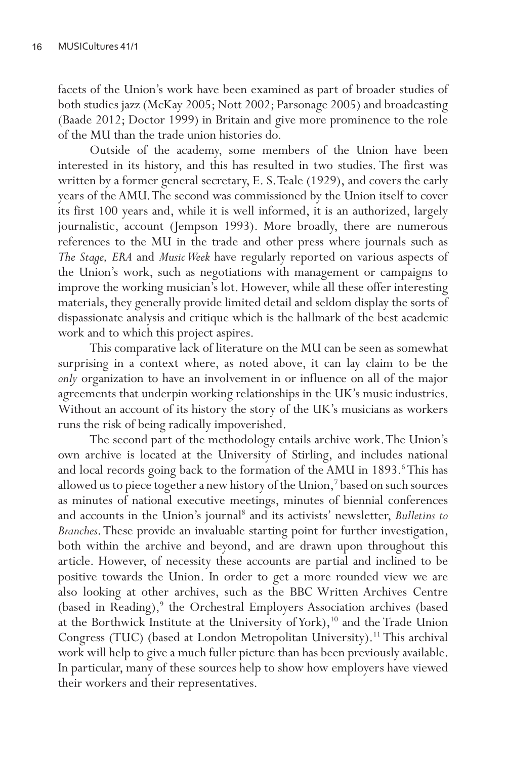facets of the Union's work have been examined as part of broader studies of both studies jazz (McKay 2005; Nott 2002; Parsonage 2005) and broadcasting (Baade 2012; Doctor 1999) in Britain and give more prominence to the role of the MU than the trade union histories do.

Outside of the academy, some members of the Union have been interested in its history, and this has resulted in two studies. The first was written by a former general secretary, E. S. Teale (1929), and covers the early years of the AMU. The second was commissioned by the Union itself to cover its first 100 years and, while it is well informed, it is an authorized, largely journalistic, account (Jempson 1993). More broadly, there are numerous references to the MU in the trade and other press where journals such as *The Stage, ERA* and *Music Week* have regularly reported on various aspects of the Union's work, such as negotiations with management or campaigns to improve the working musician's lot. However, while all these offer interesting materials, they generally provide limited detail and seldom display the sorts of dispassionate analysis and critique which is the hallmark of the best academic work and to which this project aspires.

This comparative lack of literature on the MU can be seen as somewhat surprising in a context where, as noted above, it can lay claim to be the *only* organization to have an involvement in or influence on all of the major agreements that underpin working relationships in the UK's music industries. Without an account of its history the story of the UK's musicians as workers runs the risk of being radically impoverished.

The second part of the methodology entails archive work. The Union's own archive is located at the University of Stirling, and includes national and local records going back to the formation of the AMU in 1893.[6] This has allowed us to piece together a new history of the Union,[7] based on such sources as minutes of national executive meetings, minutes of biennial conferences and accounts in the Union's journal[8] and its activists' newsletter, *Bulletins to Branches*. These provide an invaluable starting point for further investigation, both within the archive and beyond, and are drawn upon throughout this article. However, of necessity these accounts are partial and inclined to be positive towards the Union. In order to get a more rounded view we are also looking at other archives, such as the BBC Written Archives Centre (based in Reading),[9] the Orchestral Employers Association archives (based at the Borthwick Institute at the University of York),[10] and the Trade Union Congress (TUC) (based at London Metropolitan University).[11] This archival work will help to give a much fuller picture than has been previously available. In particular, many of these sources help to show how employers have viewed their workers and their representatives.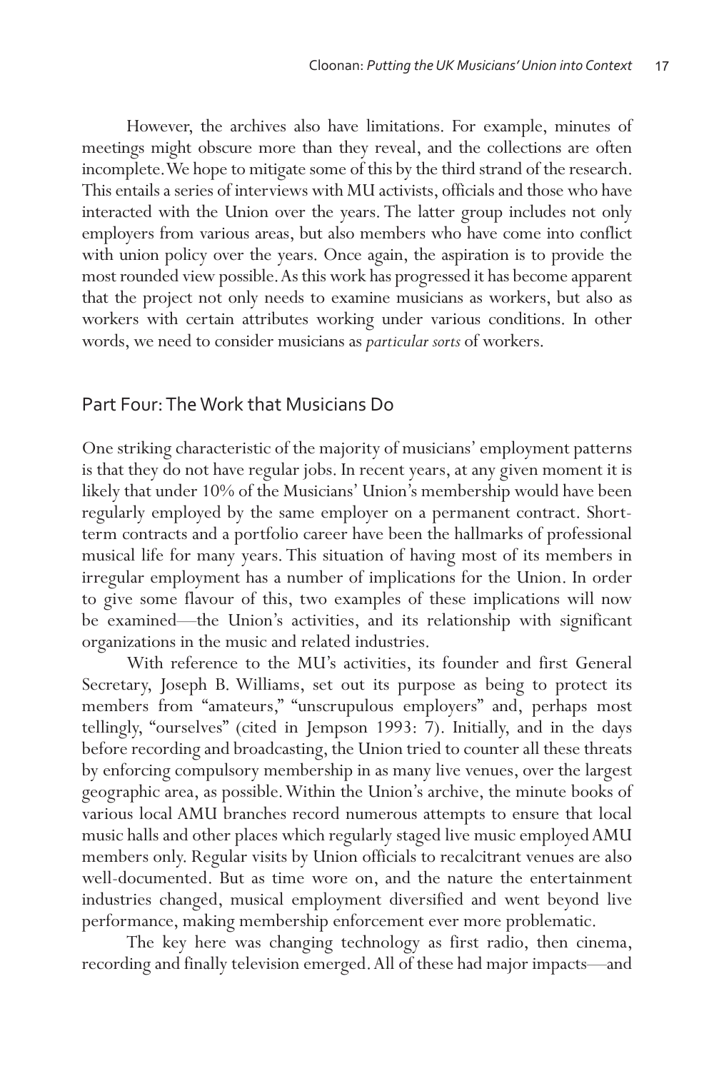However, the archives also have limitations. For example, minutes of meetings might obscure more than they reveal, and the collections are often incomplete. We hope to mitigate some of this by the third strand of the research. This entails a series of interviews with MU activists, officials and those who have interacted with the Union over the years. The latter group includes not only employers from various areas, but also members who have come into conflict with union policy over the years. Once again, the aspiration is to provide the most rounded view possible. As this work has progressed it has become apparent that the project not only needs to examine musicians as workers, but also as workers with certain attributes working under various conditions. In other words, we need to consider musicians as *particular sorts* of workers.

## Part Four: The Work that Musicians Do

One striking characteristic of the majority of musicians' employment patterns is that they do not have regular jobs. In recent years, at any given moment it is likely that under 10% of the Musicians' Union's membership would have been regularly employed by the same employer on a permanent contract. Short-term contracts and a portfolio career have been the hallmarks of professional musical life for many years. This situation of having most of its members in irregular employment has a number of implications for the Union. In order to give some flavour of this, two examples of these implications will now be examined—the Union's activities, and its relationship with significant organizations in the music and related industries.

With reference to the MU's activities, its founder and first General Secretary, Joseph B. Williams, set out its purpose as being to protect its members from "amateurs," "unscrupulous employers" and, perhaps most tellingly, "ourselves" (cited in Jempson 1993: 7). Initially, and in the days before recording and broadcasting, the Union tried to counter all these threats by enforcing compulsory membership in as many live venues, over the largest geographic area, as possible. Within the Union's archive, the minute books of various local AMU branches record numerous attempts to ensure that local music halls and other places which regularly staged live music employed AMU members only. Regular visits by Union officials to recalcitrant venues are also well-documented. But as time wore on, and the nature the entertainment industries changed, musical employment diversified and went beyond live performance, making membership enforcement ever more problematic.

The key here was changing technology as first radio, then cinema, recording and finally television emerged. All of these had major impacts—and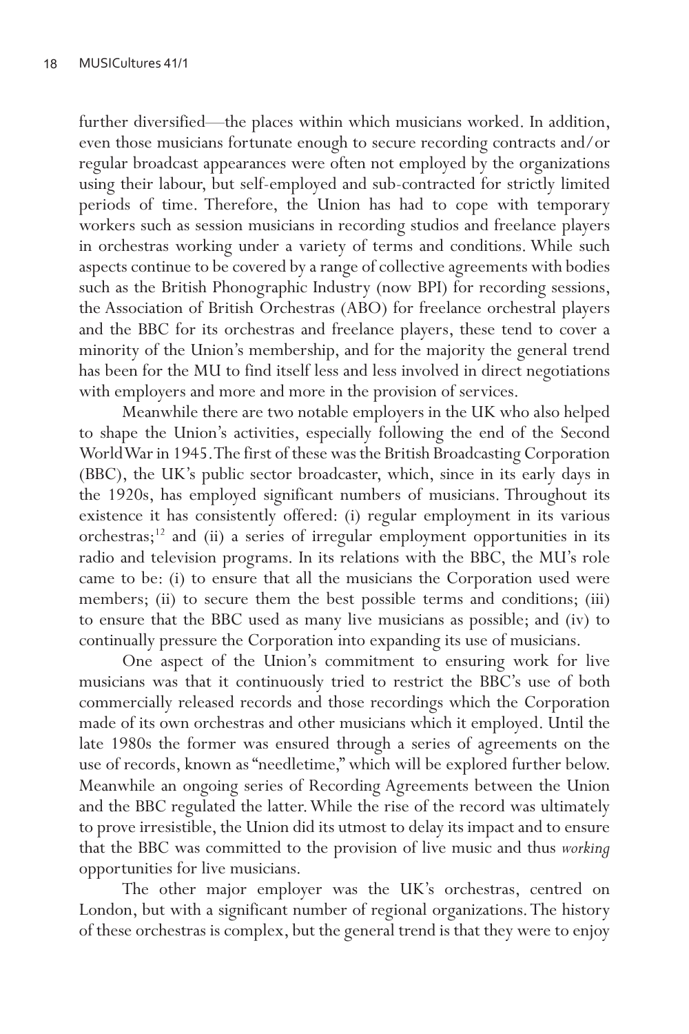further diversified—the places within which musicians worked. In addition, even those musicians fortunate enough to secure recording contracts and/or regular broadcast appearances were often not employed by the organizations using their labour, but self-employed and sub-contracted for strictly limited periods of time. Therefore, the Union has had to cope with temporary workers such as session musicians in recording studios and freelance players in orchestras working under a variety of terms and conditions. While such aspects continue to be covered by a range of collective agreements with bodies such as the British Phonographic Industry (now BPI) for recording sessions, the Association of British Orchestras (ABO) for freelance orchestral players and the BBC for its orchestras and freelance players, these tend to cover a minority of the Union's membership, and for the majority the general trend has been for the MU to find itself less and less involved in direct negotiations with employers and more and more in the provision of services.

Meanwhile there are two notable employers in the UK who also helped to shape the Union's activities, especially following the end of the Second World War in 1945. The first of these was the British Broadcasting Corporation (BBC), the UK's public sector broadcaster, which, since in its early days in the 1920s, has employed significant numbers of musicians. Throughout its existence it has consistently offered: (i) regular employment in its various orchestras;[12] and (ii) a series of irregular employment opportunities in its radio and television programs. In its relations with the BBC, the MU's role came to be: (i) to ensure that all the musicians the Corporation used were members; (ii) to secure them the best possible terms and conditions; (iii) to ensure that the BBC used as many live musicians as possible; and (iv) to continually pressure the Corporation into expanding its use of musicians.

One aspect of the Union's commitment to ensuring work for live musicians was that it continuously tried to restrict the BBC's use of both commercially released records and those recordings which the Corporation made of its own orchestras and other musicians which it employed. Until the late 1980s the former was ensured through a series of agreements on the use of records, known as "needletime," which will be explored further below. Meanwhile an ongoing series of Recording Agreements between the Union and the BBC regulated the latter. While the rise of the record was ultimately to prove irresistible, the Union did its utmost to delay its impact and to ensure that the BBC was committed to the provision of live music and thus *working* opportunities for live musicians.

The other major employer was the UK's orchestras, centred on London, but with a significant number of regional organizations. The history of these orchestras is complex, but the general trend is that they were to enjoy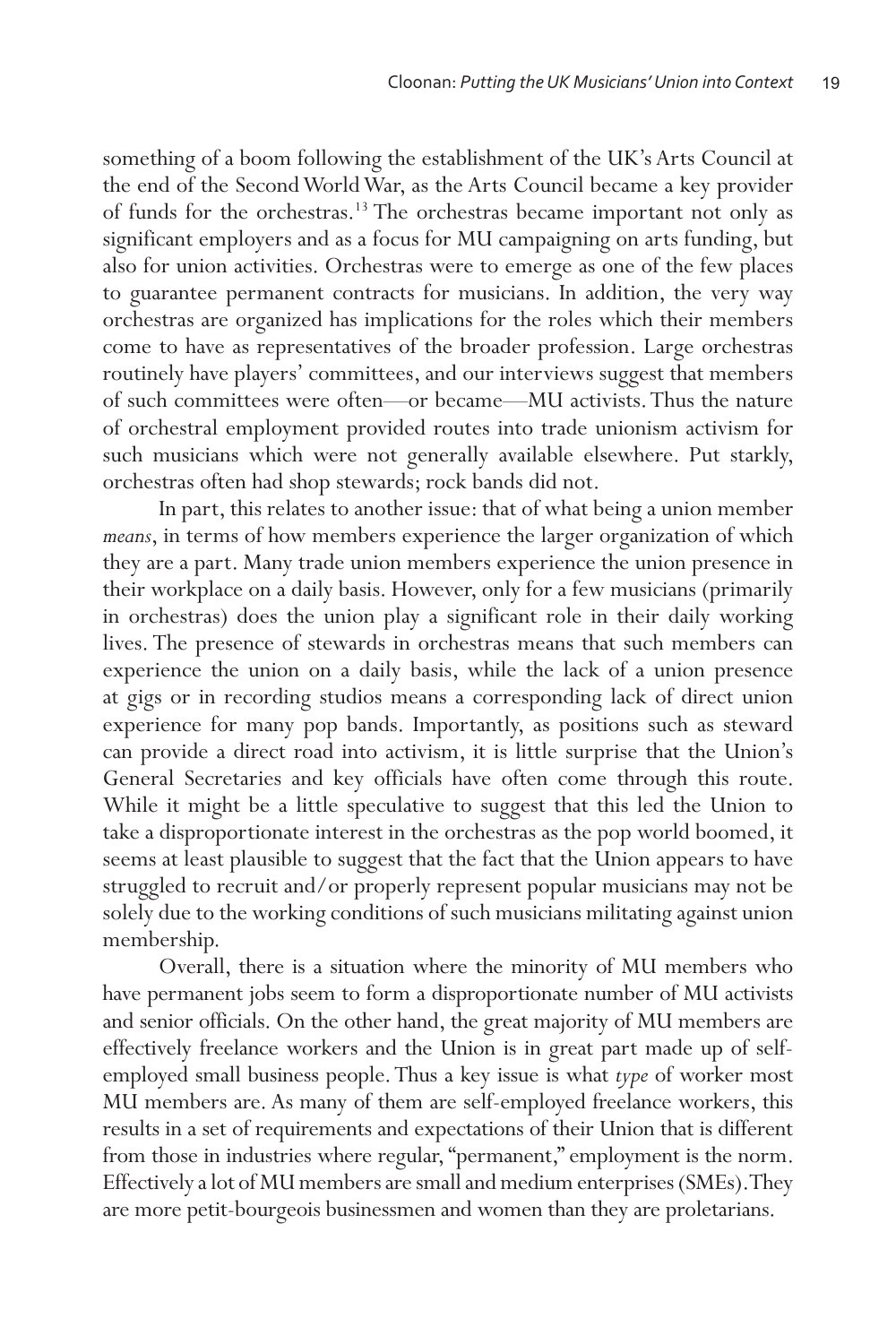something of a boom following the establishment of the UK's Arts Council at the end of the Second World War, as the Arts Council became a key provider of funds for the orchestras.[13] The orchestras became important not only as significant employers and as a focus for MU campaigning on arts funding, but also for union activities. Orchestras were to emerge as one of the few places to guarantee permanent contracts for musicians. In addition, the very way orchestras are organized has implications for the roles which their members come to have as representatives of the broader profession. Large orchestras routinely have players' committees, and our interviews suggest that members of such committees were often—or became—MU activists. Thus the nature of orchestral employment provided routes into trade unionism activism for such musicians which were not generally available elsewhere. Put starkly, orchestras often had shop stewards; rock bands did not.

In part, this relates to another issue: that of what being a union member *means*, in terms of how members experience the larger organization of which they are a part. Many trade union members experience the union presence in their workplace on a daily basis. However, only for a few musicians (primarily in orchestras) does the union play a significant role in their daily working lives. The presence of stewards in orchestras means that such members can experience the union on a daily basis, while the lack of a union presence at gigs or in recording studios means a corresponding lack of direct union experience for many pop bands. Importantly, as positions such as steward can provide a direct road into activism, it is little surprise that the Union's General Secretaries and key officials have often come through this route. While it might be a little speculative to suggest that this led the Union to take a disproportionate interest in the orchestras as the pop world boomed, it seems at least plausible to suggest that the fact that the Union appears to have struggled to recruit and/or properly represent popular musicians may not be solely due to the working conditions of such musicians militating against union membership.

Overall, there is a situation where the minority of MU members who have permanent jobs seem to form a disproportionate number of MU activists and senior officials. On the other hand, the great majority of MU members are effectively freelance workers and the Union is in great part made up of self-employed small business people. Thus a key issue is what *type* of worker most MU members are. As many of them are self-employed freelance workers, this results in a set of requirements and expectations of their Union that is different from those in industries where regular, "permanent," employment is the norm. Effectively a lot of MU members are small and medium enterprises (SMEs). They are more petit-bourgeois businessmen and women than they are proletarians.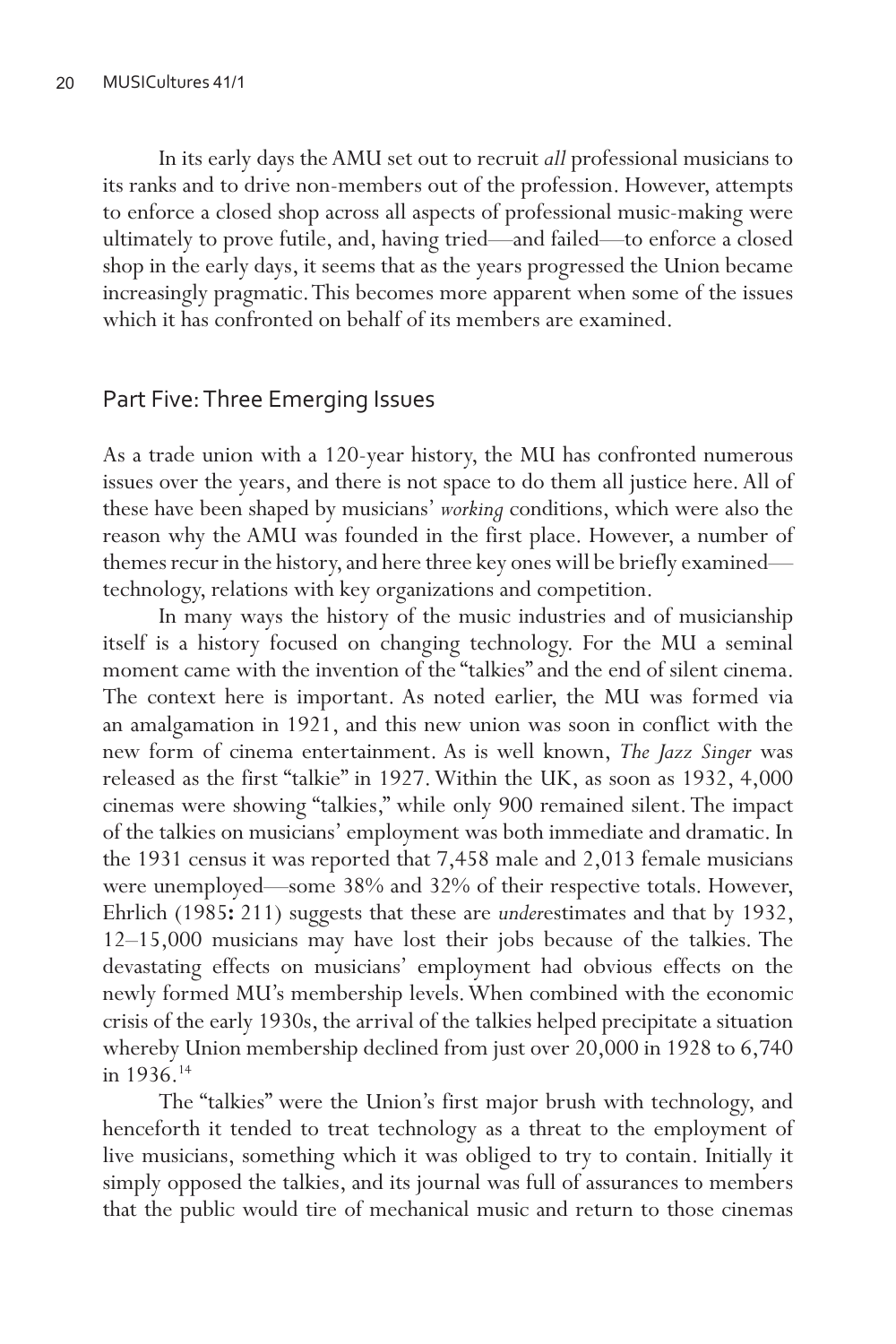In its early days the AMU set out to recruit *all* professional musicians to its ranks and to drive non-members out of the profession. However, attempts to enforce a closed shop across all aspects of professional music-making were ultimately to prove futile, and, having tried—and failed—to enforce a closed shop in the early days, it seems that as the years progressed the Union became increasingly pragmatic. This becomes more apparent when some of the issues which it has confronted on behalf of its members are examined.

## Part Five: Three Emerging Issues

As a trade union with a 120-year history, the MU has confronted numerous issues over the years, and there is not space to do them all justice here. All of these have been shaped by musicians' *working* conditions, which were also the reason why the AMU was founded in the first place. However, a number of themes recur in the history, and here three key ones will be briefly examined—technology, relations with key organizations and competition.

In many ways the history of the music industries and of musicianship itself is a history focused on changing technology. For the MU a seminal moment came with the invention of the "talkies" and the end of silent cinema. The context here is important. As noted earlier, the MU was formed via an amalgamation in 1921, and this new union was soon in conflict with the new form of cinema entertainment. As is well known, *The Jazz Singer* was released as the first "talkie" in 1927. Within the UK, as soon as 1932, 4,000 cinemas were showing "talkies," while only 900 remained silent. The impact of the talkies on musicians' employment was both immediate and dramatic. In the 1931 census it was reported that 7,458 male and 2,013 female musicians were unemployed—some 38% and 32% of their respective totals. However, Ehrlich (1985**:** 211) suggests that these are *under*estimates and that by 1932, 12–15,000 musicians may have lost their jobs because of the talkies. The devastating effects on musicians' employment had obvious effects on the newly formed MU's membership levels. When combined with the economic crisis of the early 1930s, the arrival of the talkies helped precipitate a situation whereby Union membership declined from just over 20,000 in 1928 to 6,740 in 1936.[14]

The "talkies" were the Union's first major brush with technology, and henceforth it tended to treat technology as a threat to the employment of live musicians, something which it was obliged to try to contain. Initially it simply opposed the talkies, and its journal was full of assurances to members that the public would tire of mechanical music and return to those cinemas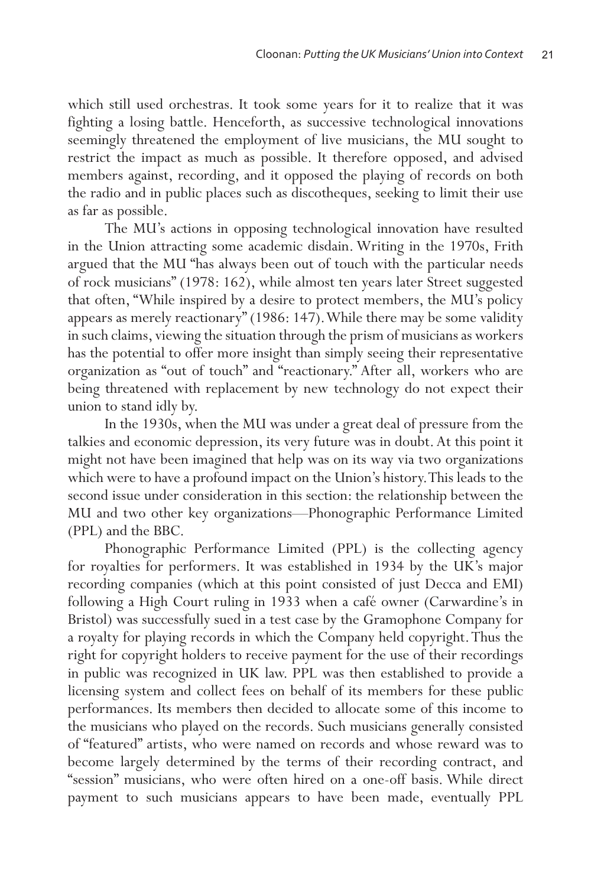which still used orchestras. It took some years for it to realize that it was fighting a losing battle. Henceforth, as successive technological innovations seemingly threatened the employment of live musicians, the MU sought to restrict the impact as much as possible. It therefore opposed, and advised members against, recording, and it opposed the playing of records on both the radio and in public places such as discotheques, seeking to limit their use as far as possible.

The MU's actions in opposing technological innovation have resulted in the Union attracting some academic disdain. Writing in the 1970s, Frith argued that the MU "has always been out of touch with the particular needs of rock musicians" (1978: 162), while almost ten years later Street suggested that often, "While inspired by a desire to protect members, the MU's policy appears as merely reactionary" (1986: 147). While there may be some validity in such claims, viewing the situation through the prism of musicians as workers has the potential to offer more insight than simply seeing their representative organization as "out of touch" and "reactionary." After all, workers who are being threatened with replacement by new technology do not expect their union to stand idly by.

In the 1930s, when the MU was under a great deal of pressure from the talkies and economic depression, its very future was in doubt. At this point it might not have been imagined that help was on its way via two organizations which were to have a profound impact on the Union's history. This leads to the second issue under consideration in this section: the relationship between the MU and two other key organizations—Phonographic Performance Limited (PPL) and the BBC.

Phonographic Performance Limited (PPL) is the collecting agency for royalties for performers. It was established in 1934 by the UK's major recording companies (which at this point consisted of just Decca and EMI) following a High Court ruling in 1933 when a café owner (Carwardine's in Bristol) was successfully sued in a test case by the Gramophone Company for a royalty for playing records in which the Company held copyright. Thus the right for copyright holders to receive payment for the use of their recordings in public was recognized in UK law. PPL was then established to provide a licensing system and collect fees on behalf of its members for these public performances. Its members then decided to allocate some of this income to the musicians who played on the records. Such musicians generally consisted of "featured" artists, who were named on records and whose reward was to become largely determined by the terms of their recording contract, and "session" musicians, who were often hired on a one-off basis. While direct payment to such musicians appears to have been made, eventually PPL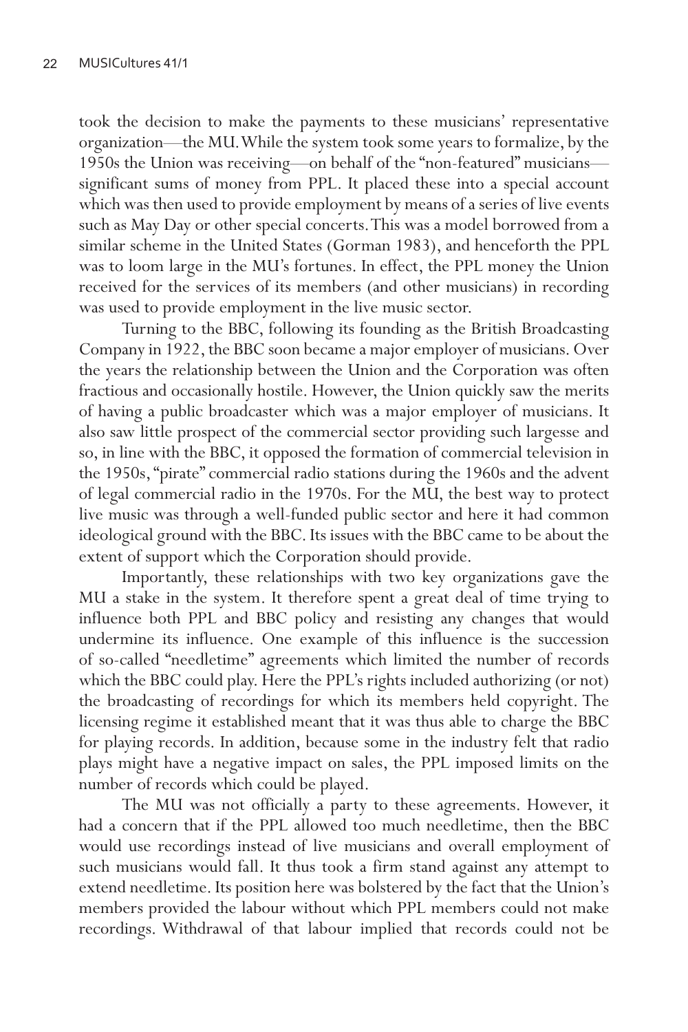took the decision to make the payments to these musicians' representative organization—the MU. While the system took some years to formalize, by the 1950s the Union was receiving—on behalf of the "non-featured" musicians—significant sums of money from PPL. It placed these into a special account which was then used to provide employment by means of a series of live events such as May Day or other special concerts. This was a model borrowed from a similar scheme in the United States (Gorman 1983), and henceforth the PPL was to loom large in the MU's fortunes. In effect, the PPL money the Union received for the services of its members (and other musicians) in recording was used to provide employment in the live music sector.

Turning to the BBC, following its founding as the British Broadcasting Company in 1922, the BBC soon became a major employer of musicians. Over the years the relationship between the Union and the Corporation was often fractious and occasionally hostile. However, the Union quickly saw the merits of having a public broadcaster which was a major employer of musicians. It also saw little prospect of the commercial sector providing such largesse and so, in line with the BBC, it opposed the formation of commercial television in the 1950s, "pirate" commercial radio stations during the 1960s and the advent of legal commercial radio in the 1970s. For the MU, the best way to protect live music was through a well-funded public sector and here it had common ideological ground with the BBC. Its issues with the BBC came to be about the extent of support which the Corporation should provide.

Importantly, these relationships with two key organizations gave the MU a stake in the system. It therefore spent a great deal of time trying to influence both PPL and BBC policy and resisting any changes that would undermine its influence. One example of this influence is the succession of so-called "needletime" agreements which limited the number of records which the BBC could play. Here the PPL's rights included authorizing (or not) the broadcasting of recordings for which its members held copyright. The licensing regime it established meant that it was thus able to charge the BBC for playing records. In addition, because some in the industry felt that radio plays might have a negative impact on sales, the PPL imposed limits on the number of records which could be played.

The MU was not officially a party to these agreements. However, it had a concern that if the PPL allowed too much needletime, then the BBC would use recordings instead of live musicians and overall employment of such musicians would fall. It thus took a firm stand against any attempt to extend needletime. Its position here was bolstered by the fact that the Union's members provided the labour without which PPL members could not make recordings. Withdrawal of that labour implied that records could not be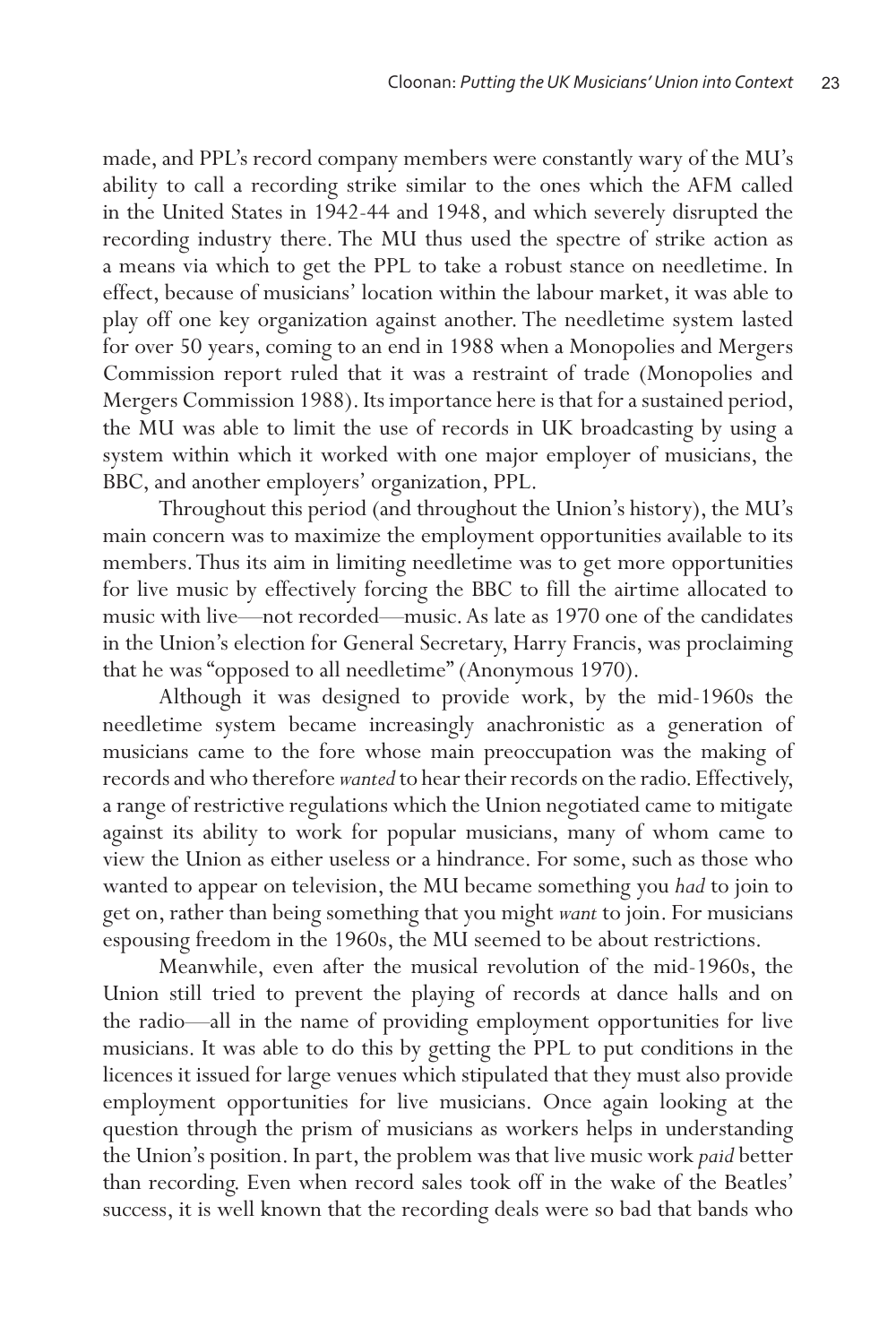made, and PPL's record company members were constantly wary of the MU's ability to call a recording strike similar to the ones which the AFM called in the United States in 1942-44 and 1948, and which severely disrupted the recording industry there. The MU thus used the spectre of strike action as a means via which to get the PPL to take a robust stance on needletime. In effect, because of musicians' location within the labour market, it was able to play off one key organization against another. The needletime system lasted for over 50 years, coming to an end in 1988 when a Monopolies and Mergers Commission report ruled that it was a restraint of trade (Monopolies and Mergers Commission 1988). Its importance here is that for a sustained period, the MU was able to limit the use of records in UK broadcasting by using a system within which it worked with one major employer of musicians, the BBC, and another employers' organization, PPL.

Throughout this period (and throughout the Union's history), the MU's main concern was to maximize the employment opportunities available to its members. Thus its aim in limiting needletime was to get more opportunities for live music by effectively forcing the BBC to fill the airtime allocated to music with live—not recorded—music. As late as 1970 one of the candidates in the Union's election for General Secretary, Harry Francis, was proclaiming that he was "opposed to all needletime" (Anonymous 1970).

Although it was designed to provide work, by the mid-1960s the needletime system became increasingly anachronistic as a generation of musicians came to the fore whose main preoccupation was the making of records and who therefore *wanted* to hear their records on the radio. Effectively, a range of restrictive regulations which the Union negotiated came to mitigate against its ability to work for popular musicians, many of whom came to view the Union as either useless or a hindrance. For some, such as those who wanted to appear on television, the MU became something you *had* to join to get on, rather than being something that you might *want* to join. For musicians espousing freedom in the 1960s, the MU seemed to be about restrictions.

Meanwhile, even after the musical revolution of the mid-1960s, the Union still tried to prevent the playing of records at dance halls and on the radio—all in the name of providing employment opportunities for live musicians. It was able to do this by getting the PPL to put conditions in the licences it issued for large venues which stipulated that they must also provide employment opportunities for live musicians. Once again looking at the question through the prism of musicians as workers helps in understanding the Union's position. In part, the problem was that live music work *paid* better than recording. Even when record sales took off in the wake of the Beatles' success, it is well known that the recording deals were so bad that bands who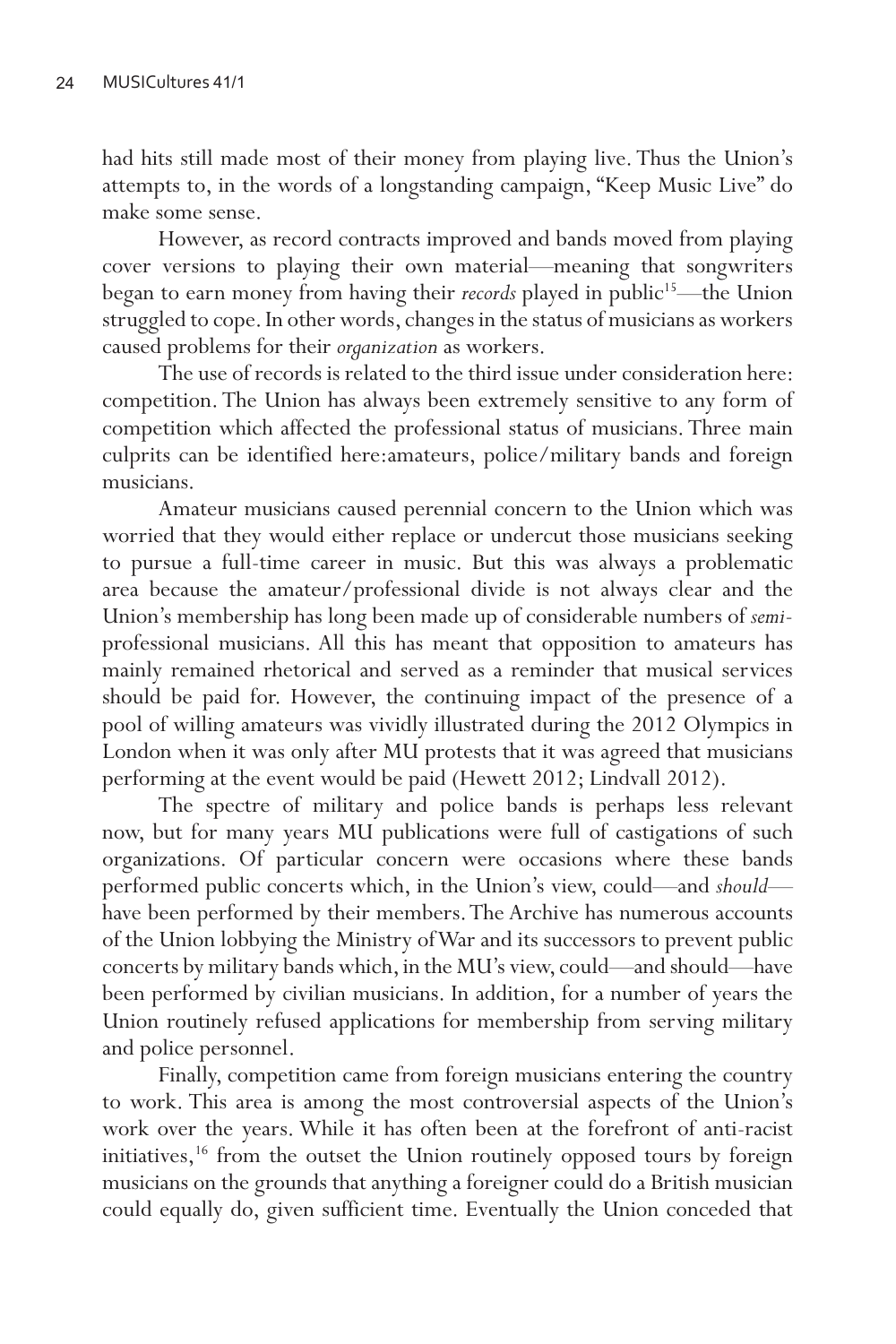had hits still made most of their money from playing live. Thus the Union's attempts to, in the words of a longstanding campaign, "Keep Music Live" do make some sense.

However, as record contracts improved and bands moved from playing cover versions to playing their own material—meaning that songwriters began to earn money from having their *records* played in public[15]—the Union struggled to cope. In other words, changes in the status of musicians as workers caused problems for their *organization* as workers.

The use of records is related to the third issue under consideration here: competition. The Union has always been extremely sensitive to any form of competition which affected the professional status of musicians. Three main culprits can be identified here:amateurs, police/military bands and foreign musicians.

Amateur musicians caused perennial concern to the Union which was worried that they would either replace or undercut those musicians seeking to pursue a full-time career in music. But this was always a problematic area because the amateur/professional divide is not always clear and the Union's membership has long been made up of considerable numbers of *semi*-professional musicians. All this has meant that opposition to amateurs has mainly remained rhetorical and served as a reminder that musical services should be paid for. However, the continuing impact of the presence of a pool of willing amateurs was vividly illustrated during the 2012 Olympics in London when it was only after MU protests that it was agreed that musicians performing at the event would be paid (Hewett 2012; Lindvall 2012).

The spectre of military and police bands is perhaps less relevant now, but for many years MU publications were full of castigations of such organizations. Of particular concern were occasions where these bands performed public concerts which, in the Union's view, could—and *should*—have been performed by their members. The Archive has numerous accounts of the Union lobbying the Ministry of War and its successors to prevent public concerts by military bands which, in the MU's view, could—and should—have been performed by civilian musicians. In addition, for a number of years the Union routinely refused applications for membership from serving military and police personnel.

Finally, competition came from foreign musicians entering the country to work. This area is among the most controversial aspects of the Union's work over the years. While it has often been at the forefront of anti-racist initiatives,[16] from the outset the Union routinely opposed tours by foreign musicians on the grounds that anything a foreigner could do a British musician could equally do, given sufficient time. Eventually the Union conceded that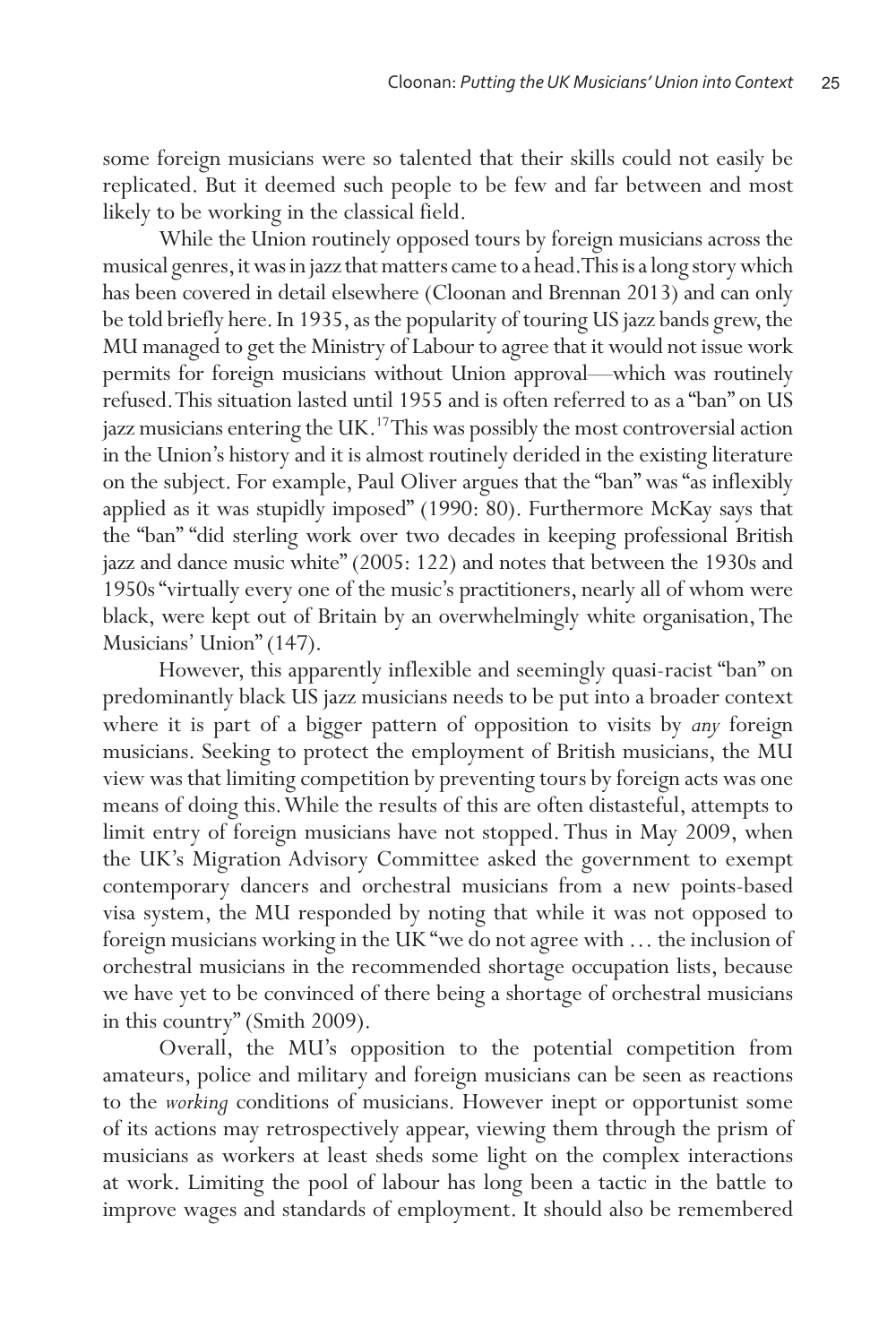some foreign musicians were so talented that their skills could not easily be replicated. But it deemed such people to be few and far between and most likely to be working in the classical field.

While the Union routinely opposed tours by foreign musicians across the musical genres, it was in jazz that matters came to a head. This is a long story which has been covered in detail elsewhere (Cloonan and Brennan 2013) and can only be told briefly here. In 1935, as the popularity of touring US jazz bands grew, the MU managed to get the Ministry of Labour to agree that it would not issue work permits for foreign musicians without Union approval—which was routinely refused. This situation lasted until 1955 and is often referred to as a "ban" on US jazz musicians entering the UK.[17] This was possibly the most controversial action in the Union's history and it is almost routinely derided in the existing literature on the subject. For example, Paul Oliver argues that the "ban" was "as inflexibly applied as it was stupidly imposed" (1990: 80). Furthermore McKay says that the "ban" "did sterling work over two decades in keeping professional British jazz and dance music white" (2005: 122) and notes that between the 1930s and 1950s "virtually every one of the music's practitioners, nearly all of whom were black, were kept out of Britain by an overwhelmingly white organisation, The Musicians' Union" (147).

However, this apparently inflexible and seemingly quasi-racist "ban" on predominantly black US jazz musicians needs to be put into a broader context where it is part of a bigger pattern of opposition to visits by *any* foreign musicians. Seeking to protect the employment of British musicians, the MU view was that limiting competition by preventing tours by foreign acts was one means of doing this. While the results of this are often distasteful, attempts to limit entry of foreign musicians have not stopped. Thus in May 2009, when the UK's Migration Advisory Committee asked the government to exempt contemporary dancers and orchestral musicians from a new points-based visa system, the MU responded by noting that while it was not opposed to foreign musicians working in the UK "we do not agree with … the inclusion of orchestral musicians in the recommended shortage occupation lists, because we have yet to be convinced of there being a shortage of orchestral musicians in this country" (Smith 2009).

Overall, the MU's opposition to the potential competition from amateurs, police and military and foreign musicians can be seen as reactions to the *working* conditions of musicians. However inept or opportunist some of its actions may retrospectively appear, viewing them through the prism of musicians as workers at least sheds some light on the complex interactions at work. Limiting the pool of labour has long been a tactic in the battle to improve wages and standards of employment. It should also be remembered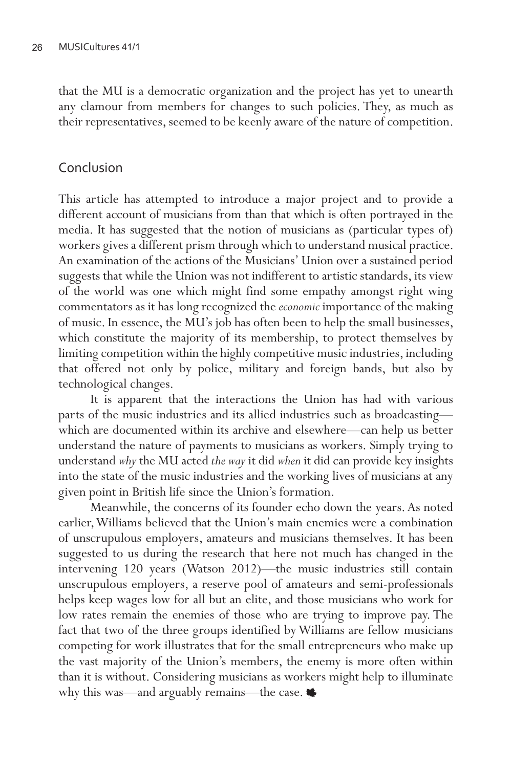that the MU is a democratic organization and the project has yet to unearth any clamour from members for changes to such policies. They, as much as their representatives, seemed to be keenly aware of the nature of competition.

## Conclusion

This article has attempted to introduce a major project and to provide a different account of musicians from than that which is often portrayed in the media. It has suggested that the notion of musicians as (particular types of) workers gives a different prism through which to understand musical practice. An examination of the actions of the Musicians' Union over a sustained period suggests that while the Union was not indifferent to artistic standards, its view of the world was one which might find some empathy amongst right wing commentators as it has long recognized the *economic* importance of the making of music. In essence, the MU's job has often been to help the small businesses, which constitute the majority of its membership, to protect themselves by limiting competition within the highly competitive music industries, including that offered not only by police, military and foreign bands, but also by technological changes.

It is apparent that the interactions the Union has had with various parts of the music industries and its allied industries such as broadcasting—which are documented within its archive and elsewhere—can help us better understand the nature of payments to musicians as workers. Simply trying to understand *why* the MU acted *the way* it did *when* it did can provide key insights into the state of the music industries and the working lives of musicians at any given point in British life since the Union's formation.

Meanwhile, the concerns of its founder echo down the years. As noted earlier, Williams believed that the Union's main enemies were a combination of unscrupulous employers, amateurs and musicians themselves. It has been suggested to us during the research that here not much has changed in the intervening 120 years (Watson 2012)—the music industries still contain unscrupulous employers, a reserve pool of amateurs and semi-professionals helps keep wages low for all but an elite, and those musicians who work for low rates remain the enemies of those who are trying to improve pay. The fact that two of the three groups identified by Williams are fellow musicians competing for work illustrates that for the small entrepreneurs who make up the vast majority of the Union's members, the enemy is more often within than it is without. Considering musicians as workers might help to illuminate why this was—and arguably remains—the case.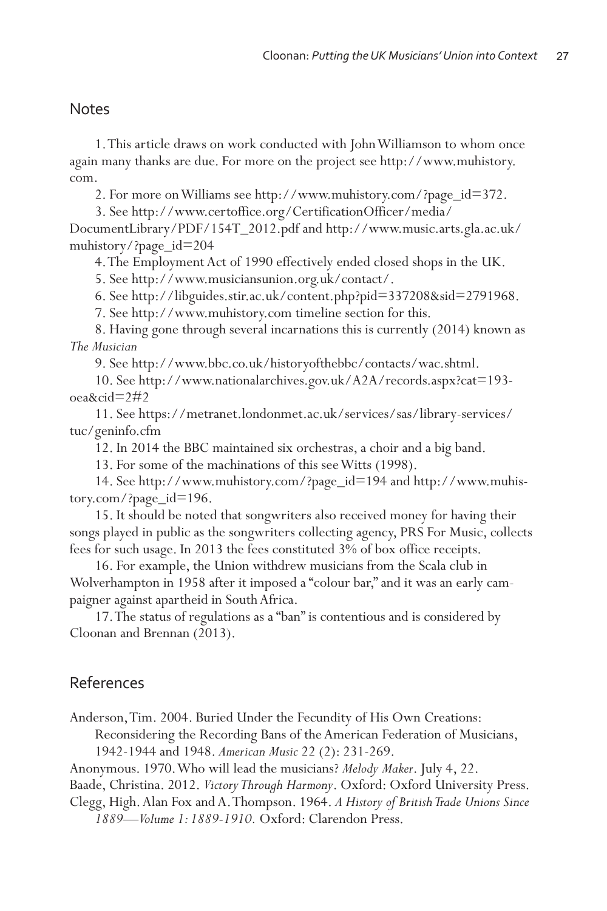## Notes

1. This article draws on work conducted with John Williamson to whom once again many thanks are due. For more on the project see http://www.muhistory.com.

2. For more on Williams see http://www.muhistory.com/?page_id=372.

3. See http://www.certoffice.org/CertificationOfficer/media/DocumentLibrary/PDF/154T_2012.pdf and http://www.music.arts.gla.ac.uk/muhistory/?page_id=204

4. The Employment Act of 1990 effectively ended closed shops in the UK.

5. See http://www.musiciansunion.org.uk/contact/.

6. See http://libguides.stir.ac.uk/content.php?pid=337208&sid=2791968.

7. See http://www.muhistory.com timeline section for this.

8. Having gone through several incarnations this is currently (2014) known as *The Musician*

9. See http://www.bbc.co.uk/historyofthebbc/contacts/wac.shtml.

10. See http://www.nationalarchives.gov.uk/A2A/records.aspx?cat=193-oea&cid=2#2

11. See https://metranet.londonmet.ac.uk/services/sas/library-services/tuc/geninfo.cfm

12. In 2014 the BBC maintained six orchestras, a choir and a big band.

13. For some of the machinations of this see Witts (1998).

14. See http://www.muhistory.com/?page_id=194 and http://www.muhistory.com/?page_id=196.

15. It should be noted that songwriters also received money for having their songs played in public as the songwriters collecting agency, PRS For Music, collects fees for such usage. In 2013 the fees constituted 3% of box office receipts.

16. For example, the Union withdrew musicians from the Scala club in Wolverhampton in 1958 after it imposed a "colour bar," and it was an early campaigner against apartheid in South Africa.

17. The status of regulations as a "ban" is contentious and is considered by Cloonan and Brennan (2013).

## References

Anderson, Tim. 2004. Buried Under the Fecundity of His Own Creations: Reconsidering the Recording Bans of the American Federation of Musicians, 1942-1944 and 1948. *American Music* 22 (2): 231-269.

Anonymous. 1970. Who will lead the musicians? *Melody Maker*. July 4, 22.

Baade, Christina. 2012. *Victory Through Harmony*. Oxford: Oxford University Press.

Clegg, High. Alan Fox and A. Thompson. 1964. *A History of British Trade Unions Since 1889—Volume 1: 1889-1910.* Oxford: Clarendon Press.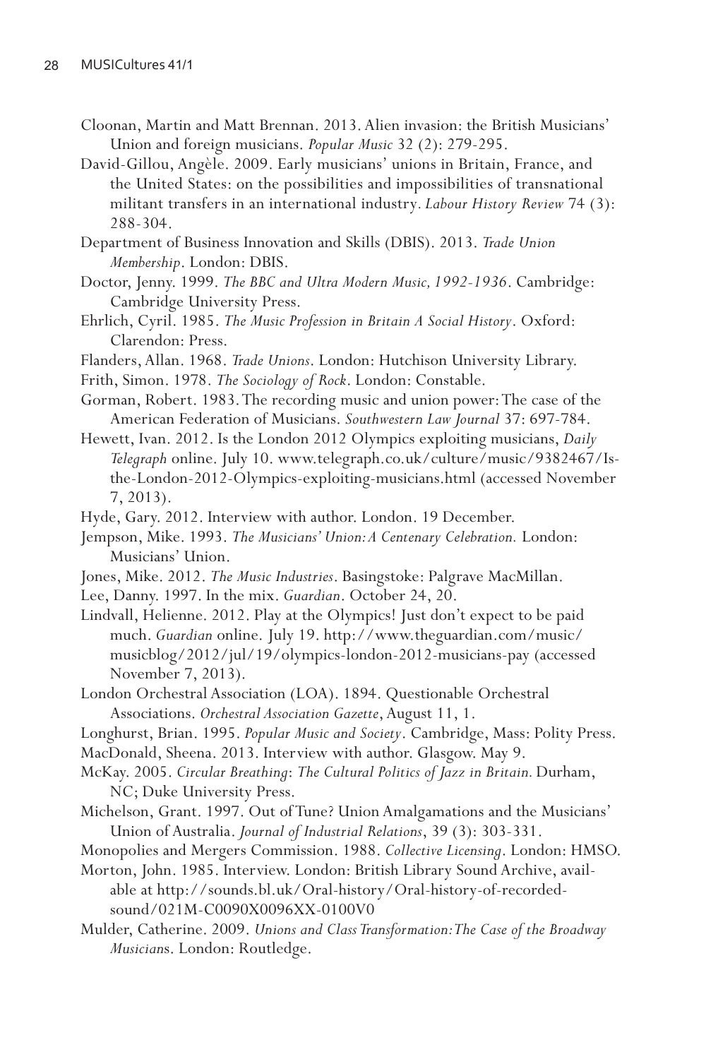Cloonan, Martin and Matt Brennan. 2013. Alien invasion: the British Musicians' Union and foreign musicians. *Popular Music* 32 (2): 279-295.

David-Gillou, Angèle. 2009. Early musicians' unions in Britain, France, and the United States: on the possibilities and impossibilities of transnational militant transfers in an international industry. *Labour History Review* 74 (3): 288-304.

Department of Business Innovation and Skills (DBIS). 2013. *Trade Union Membership*. London: DBIS.

Doctor, Jenny. 1999. *The BBC and Ultra Modern Music, 1992-1936*. Cambridge: Cambridge University Press.

Ehrlich, Cyril. 1985. *The Music Profession in Britain A Social History*. Oxford: Clarendon: Press.

Flanders, Allan. 1968. *Trade Unions*. London: Hutchison University Library.

Frith, Simon. 1978. *The Sociology of Rock*. London: Constable.

Gorman, Robert. 1983. The recording music and union power: The case of the American Federation of Musicians. *Southwestern Law Journal* 37: 697-784.

Hewett, Ivan. 2012. Is the London 2012 Olympics exploiting musicians, *Daily Telegraph* online. July 10. www.telegraph.co.uk/culture/music/9382467/Is-the-London-2012-Olympics-exploiting-musicians.html (accessed November 7, 2013).

Hyde, Gary. 2012. Interview with author. London. 19 December.

Jempson, Mike. 1993. *The Musicians' Union: A Centenary Celebration.* London: Musicians' Union.

Jones, Mike. 2012. *The Music Industries*. Basingstoke: Palgrave MacMillan.

Lee, Danny. 1997. In the mix. *Guardian*. October 24, 20.

Lindvall, Helienne. 2012. Play at the Olympics! Just don't expect to be paid much. *Guardian* online. July 19. http://www.theguardian.com/music/musicblog/2012/jul/19/olympics-london-2012-musicians-pay (accessed November 7, 2013).

London Orchestral Association (LOA). 1894. Questionable Orchestral Associations. *Orchestral Association Gazette*, August 11, 1.

Longhurst, Brian. 1995. *Popular Music and Society*. Cambridge, Mass: Polity Press.

MacDonald, Sheena. 2013. Interview with author. Glasgow. May 9.

McKay. 2005. *Circular Breathing: The Cultural Politics of Jazz in Britain.* Durham, NC; Duke University Press.

Michelson, Grant. 1997. Out of Tune? Union Amalgamations and the Musicians' Union of Australia. *Journal of Industrial Relations*, 39 (3): 303-331.

Monopolies and Mergers Commission. 1988. *Collective Licensing*. London: HMSO.

Morton, John. 1985. Interview. London: British Library Sound Archive, available at http://sounds.bl.uk/Oral-history/Oral-history-of-recorded-sound/021M-C0090X0096XX-0100V0

Mulder, Catherine. 2009. *Unions and Class Transformation: The Case of the Broadway Musicians*. London: Routledge.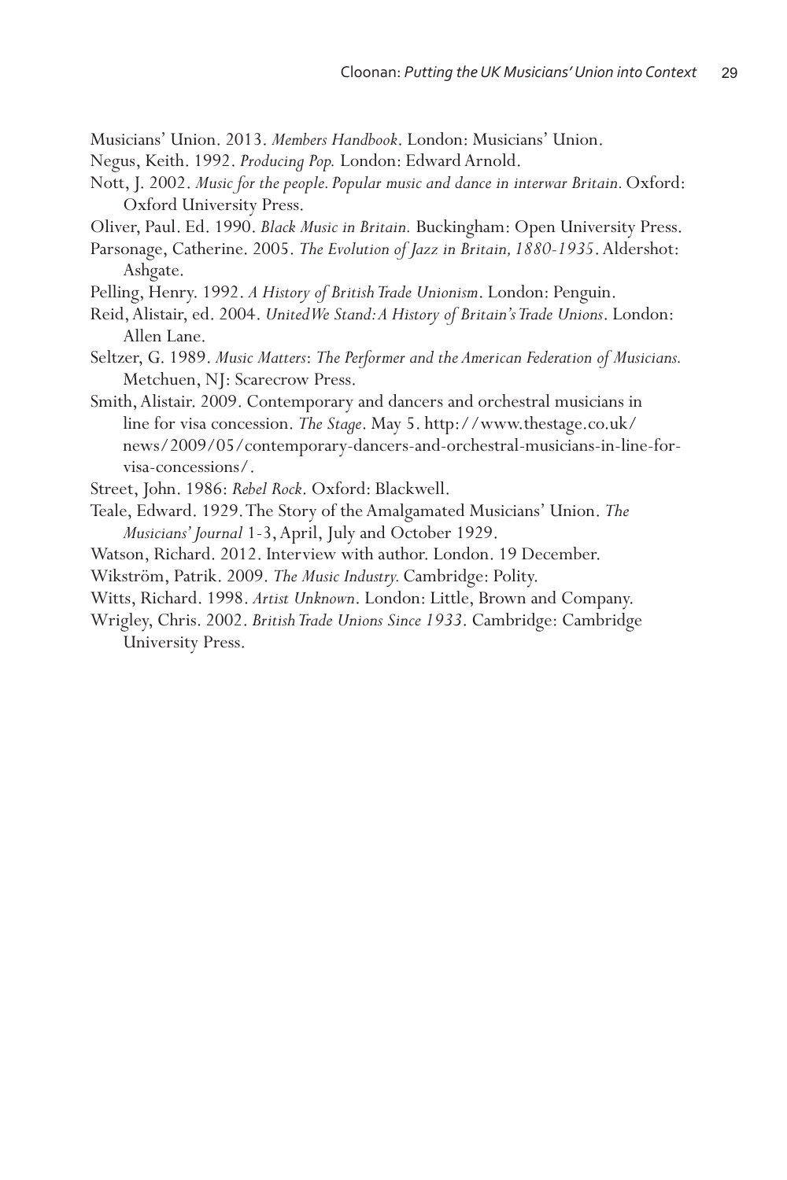Musicians' Union. 2013. *Members Handbook*. London: Musicians' Union.

Negus, Keith. 1992. *Producing Pop.* London: Edward Arnold.

Nott, J. 2002. *Music for the people. Popular music and dance in interwar Britain*. Oxford: Oxford University Press.

Oliver, Paul. Ed. 1990. *Black Music in Britain.* Buckingham: Open University Press.

Parsonage, Catherine. 2005. *The Evolution of Jazz in Britain, 1880-1935*. Aldershot: Ashgate.

Pelling, Henry. 1992. *A History of British Trade Unionism*. London: Penguin.

Reid, Alistair, ed. 2004. *United We Stand: A History of Britain's Trade Unions*. London: Allen Lane.

Seltzer, G. 1989. *Music Matters*: *The Performer and the American Federation of Musicians.* Metchuen, NJ: Scarecrow Press.

Smith, Alistair. 2009. Contemporary and dancers and orchestral musicians in line for visa concession. *The Stage*. May 5. http://www.thestage.co.uk/news/2009/05/contemporary-dancers-and-orchestral-musicians-in-line-for-visa-concessions/.

Street, John. 1986: *Rebel Rock*. Oxford: Blackwell.

Teale, Edward. 1929. The Story of the Amalgamated Musicians' Union. *The Musicians' Journal* 1-3, April, July and October 1929.

Watson, Richard. 2012. Interview with author. London. 19 December.

Wikström, Patrik. 2009. *The Music Industry.* Cambridge: Polity.

Witts, Richard. 1998. *Artist Unknown*. London: Little, Brown and Company.

Wrigley, Chris. 2002. *British Trade Unions Since 1933*. Cambridge: Cambridge University Press.